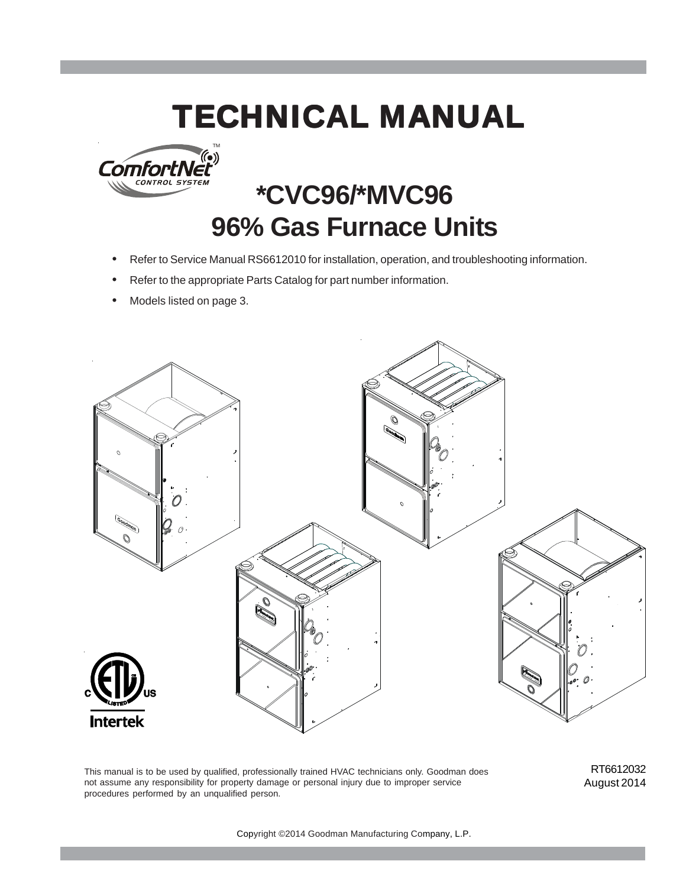# TECHNICAL MANUAL

## *CVC96/*MVC96
## 96% Gas Furnace Units

- Refer to Service Manual RS6612010 for installation, operation, and troubleshooting information.
- Refer to the appropriate Parts Catalog for part number information.
- Models listed on page 3.

This manual is to be used by qualified, professionally trained HVAC technicians only. Goodman does not assume any responsibility for property damage or personal injury due to improper service procedures performed by an unqualified person.

RT6612032
August 2014

Copyright ©2014 Goodman Manufacturing Company, L.P.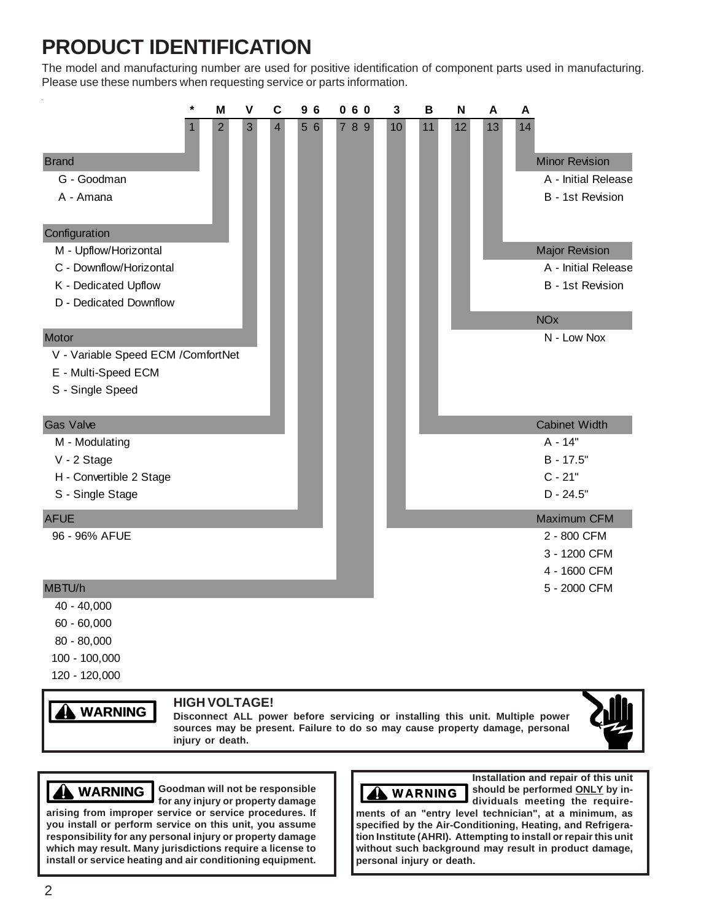# PRODUCT IDENTIFICATION

The model and manufacturing number are used for positive identification of component parts used in manufacturing. Please use these numbers when requesting service or parts information.

| * | M | V | C | 9 6 | 0 6 0 | 3 | B | N | A | A |
|---|---|---|---|---|---|---|---|---|---|---|
| 1 | 2 | 3 | 4 | 5 6 | 7 8 9 | 10 | 11 | 12 | 13 | 14 |

**Brand** (1)
- G - Goodman
- A - Amana

**Configuration** (2)
- M - Upflow/Horizontal
- C - Downflow/Horizontal
- K - Dedicated Upflow
- D - Dedicated Downflow

**Motor** (3)
- V - Variable Speed ECM /ComfortNet
- E - Multi-Speed ECM
- S - Single Speed

**Gas Valve** (4)
- M - Modulating
- V - 2 Stage
- H - Convertible 2 Stage
- S - Single Stage

**AFUE** (5 6)
- 96 - 96% AFUE

**MBTU/h** (7 8 9)
- 40 - 40,000
- 60 - 60,000
- 80 - 80,000
- 100 - 100,000
- 120 - 120,000

**Maximum CFM** (10)
- 2 - 800 CFM
- 3 - 1200 CFM
- 4 - 1600 CFM
- 5 - 2000 CFM

**Cabinet Width** (11)
- A - 14"
- B - 17.5"
- C - 21"
- D - 24.5"

**NOx** (12)
- N - Low Nox

**Major Revision** (13)
- A - Initial Release
- B - 1st Revision

**Minor Revision** (14)
- A - Initial Release
- B - 1st Revision

> **⚠ WARNING**
>
> **HIGH VOLTAGE!**
>
> **Disconnect ALL power before servicing or installing this unit. Multiple power sources may be present. Failure to do so may cause property damage, personal injury or death.**

> **⚠ WARNING**
>
> **Goodman will not be responsible for any injury or property damage arising from improper service or service procedures. If you install or perform service on this unit, you assume responsibility for any personal injury or property damage which may result. Many jurisdictions require a license to install or service heating and air conditioning equipment.**

> **⚠ WARNING**
>
> **Installation and repair of this unit should be performed ONLY by individuals meeting the requirements of an "entry level technician", at a minimum, as specified by the Air-Conditioning, Heating, and Refrigeration Institute (AHRI). Attempting to install or repair this unit without such background may result in product damage, personal injury or death.**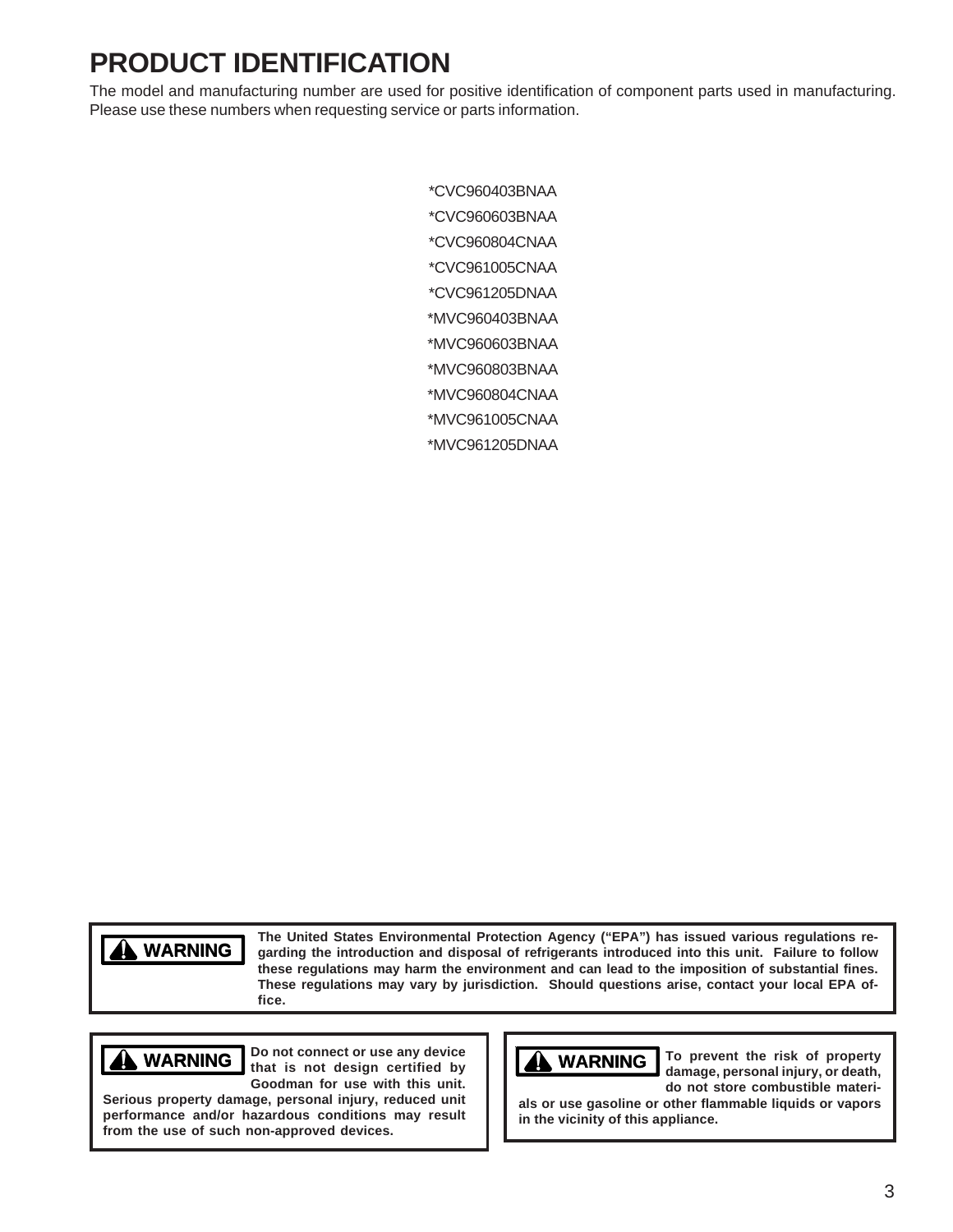# PRODUCT IDENTIFICATION

The model and manufacturing number are used for positive identification of component parts used in manufacturing. Please use these numbers when requesting service or parts information.

*CVC960403BNAA

*CVC960603BNAA

*CVC960804CNAA

*CVC961005CNAA

*CVC961205DNAA

*MVC960403BNAA

*MVC960603BNAA

*MVC960803BNAA

*MVC960804CNAA

*MVC961005CNAA

*MVC961205DNAA

**⚠ WARNING**

**The United States Environmental Protection Agency ("EPA") has issued various regulations regarding the introduction and disposal of refrigerants introduced into this unit. Failure to follow these regulations may harm the environment and can lead to the imposition of substantial fines. These regulations may vary by jurisdiction. Should questions arise, contact your local EPA office.**

**⚠ WARNING**

**Do not connect or use any device that is not design certified by Goodman for use with this unit. Serious property damage, personal injury, reduced unit performance and/or hazardous conditions may result from the use of such non-approved devices.**

**⚠ WARNING**

**To prevent the risk of property damage, personal injury, or death, do not store combustible materials or use gasoline or other flammable liquids or vapors in the vicinity of this appliance.**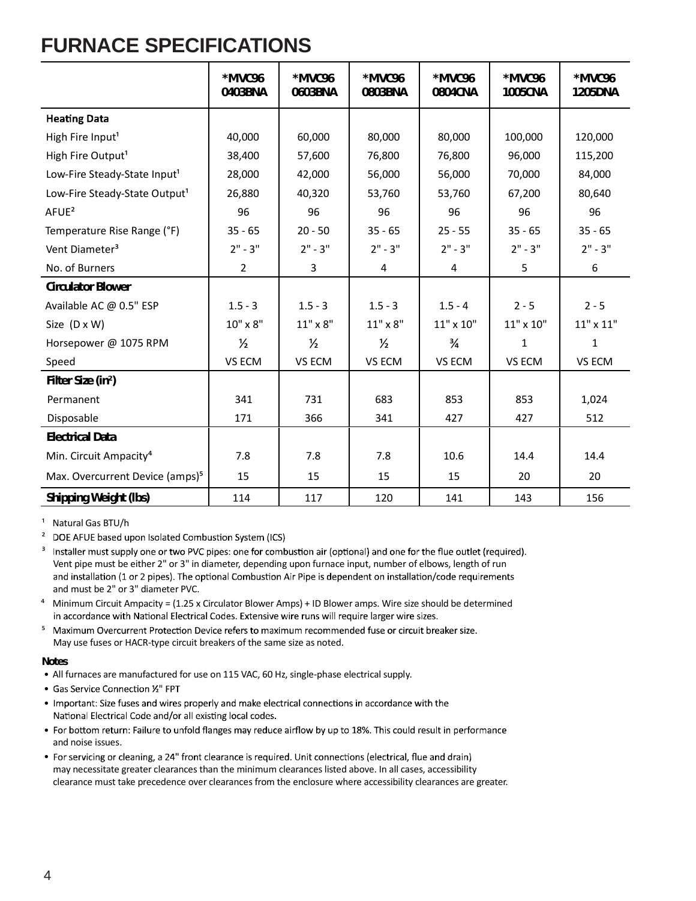# FURNACE SPECIFICATIONS

| | *MVC96 0403BNA | *MVC96 0603BNA | *MVC96 0803BNA | *MVC96 0804CNA | *MVC96 1005CNA | *MVC96 1205DNA |
|---|---|---|---|---|---|---|
| **Heating Data** | | | | | | |
| High Fire Input[1] | 40,000 | 60,000 | 80,000 | 80,000 | 100,000 | 120,000 |
| High Fire Output[1] | 38,400 | 57,600 | 76,800 | 76,800 | 96,000 | 115,200 |
| Low-Fire Steady-State Input[1] | 28,000 | 42,000 | 56,000 | 56,000 | 70,000 | 84,000 |
| Low-Fire Steady-State Output[1] | 26,880 | 40,320 | 53,760 | 53,760 | 67,200 | 80,640 |
| AFUE[2] | 96 | 96 | 96 | 96 | 96 | 96 |
| Temperature Rise Range (°F) | 35 - 65 | 20 - 50 | 35 - 65 | 25 - 55 | 35 - 65 | 35 - 65 |
| Vent Diameter[3] | 2" - 3" | 2" - 3" | 2" - 3" | 2" - 3" | 2" - 3" | 2" - 3" |
| No. of Burners | 2 | 3 | 4 | 4 | 5 | 6 |
| **Circulator Blower** | | | | | | |
| Available AC @ 0.5" ESP | 1.5 - 3 | 1.5 - 3 | 1.5 - 3 | 1.5 - 4 | 2 - 5 | 2 - 5 |
| Size (D x W) | 10" x 8" | 11" x 8" | 11" x 8" | 11" x 10" | 11" x 10" | 11" x 11" |
| Horsepower @ 1075 RPM | ½ | ½ | ½ | ¾ | 1 | 1 |
| Speed | VS ECM | VS ECM | VS ECM | VS ECM | VS ECM | VS ECM |
| **Filter Size (in²)** | | | | | | |
| Permanent | 341 | 731 | 683 | 853 | 853 | 1,024 |
| Disposable | 171 | 366 | 341 | 427 | 427 | 512 |
| **Electrical Data** | | | | | | |
| Min. Circuit Ampacity[4] | 7.8 | 7.8 | 7.8 | 10.6 | 14.4 | 14.4 |
| Max. Overcurrent Device (amps)[5] | 15 | 15 | 15 | 15 | 20 | 20 |
| **Shipping Weight (lbs)** | 114 | 117 | 120 | 141 | 143 | 156 |

[1] Natural Gas BTU/h

[2] DOE AFUE based upon Isolated Combustion System (ICS)

[3] Installer must supply one or two PVC pipes: one for combustion air (optional) and one for the flue outlet (required). Vent pipe must be either 2" or 3" in diameter, depending upon furnace input, number of elbows, length of run and installation (1 or 2 pipes). The optional Combustion Air Pipe is dependent on installation/code requirements and must be 2" or 3" diameter PVC.

[4] Minimum Circuit Ampacity = (1.25 x Circulator Blower Amps) + ID Blower amps. Wire size should be determined in accordance with National Electrical Codes. Extensive wire runs will require larger wire sizes.

[5] Maximum Overcurrent Protection Device refers to maximum recommended fuse or circuit breaker size. May use fuses or HACR-type circuit breakers of the same size as noted.

**Notes**

- All furnaces are manufactured for use on 115 VAC, 60 Hz, single-phase electrical supply.
- Gas Service Connection ½" FPT
- Important: Size fuses and wires properly and make electrical connections in accordance with the National Electrical Code and/or all existing local codes.
- For bottom return: Failure to unfold flanges may reduce airflow by up to 18%. This could result in performance and noise issues.
- For servicing or cleaning, a 24" front clearance is required. Unit connections (electrical, flue and drain) may necessitate greater clearances than the minimum clearances listed above. In all cases, accessibility clearance must take precedence over clearances from the enclosure where accessibility clearances are greater.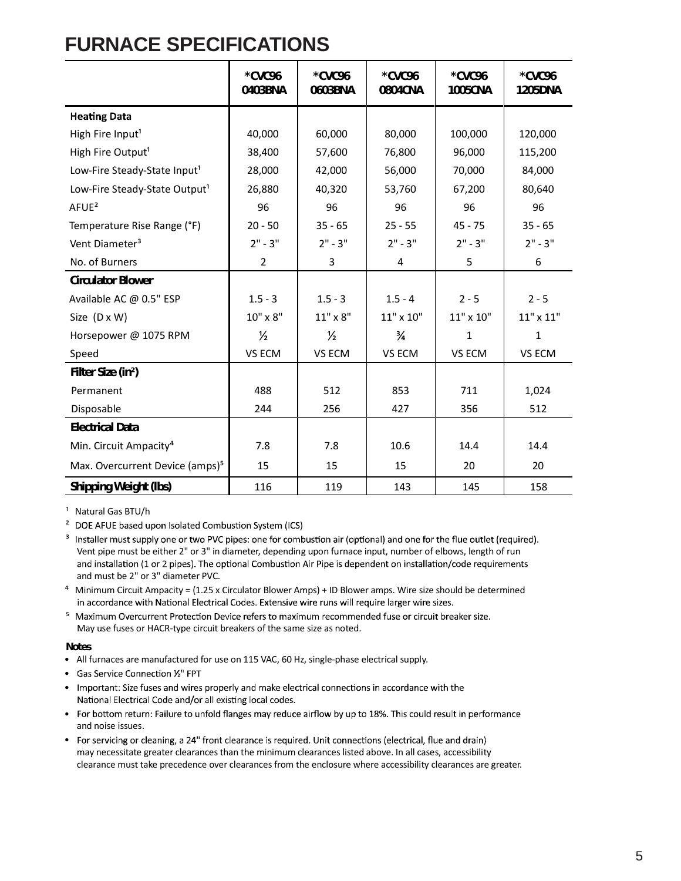# FURNACE SPECIFICATIONS

| | *CVC96 0403BNA | *CVC96 0603BNA | *CVC96 0804CNA | *CVC96 1005CNA | *CVC96 1205DNA |
|---|---|---|---|---|---|
| **Heating Data** | | | | | |
| High Fire Input[1] | 40,000 | 60,000 | 80,000 | 100,000 | 120,000 |
| High Fire Output[1] | 38,400 | 57,600 | 76,800 | 96,000 | 115,200 |
| Low-Fire Steady-State Input[1] | 28,000 | 42,000 | 56,000 | 70,000 | 84,000 |
| Low-Fire Steady-State Output[1] | 26,880 | 40,320 | 53,760 | 67,200 | 80,640 |
| AFUE[2] | 96 | 96 | 96 | 96 | 96 |
| Temperature Rise Range (°F) | 20 - 50 | 35 - 65 | 25 - 55 | 45 - 75 | 35 - 65 |
| Vent Diameter[3] | 2" - 3" | 2" - 3" | 2" - 3" | 2" - 3" | 2" - 3" |
| No. of Burners | 2 | 3 | 4 | 5 | 6 |
| **Circulator Blower** | | | | | |
| Available AC @ 0.5" ESP | 1.5 - 3 | 1.5 - 3 | 1.5 - 4 | 2 - 5 | 2 - 5 |
| Size (D x W) | 10" x 8" | 11" x 8" | 11" x 10" | 11" x 10" | 11" x 11" |
| Horsepower @ 1075 RPM | ½ | ½ | ¾ | 1 | 1 |
| Speed | VS ECM | VS ECM | VS ECM | VS ECM | VS ECM |
| **Filter Size ($in^2$)** | | | | | |
| Permanent | 488 | 512 | 853 | 711 | 1,024 |
| Disposable | 244 | 256 | 427 | 356 | 512 |
| **Electrical Data** | | | | | |
| Min. Circuit Ampacity[4] | 7.8 | 7.8 | 10.6 | 14.4 | 14.4 |
| Max. Overcurrent Device (amps)[5] | 15 | 15 | 15 | 20 | 20 |
| **Shipping Weight (lbs)** | 116 | 119 | 143 | 145 | 158 |

[1] Natural Gas BTU/h

[2] DOE AFUE based upon Isolated Combustion System (ICS)

[3] Installer must supply one or two PVC pipes: one for combustion air (optional) and one for the flue outlet (required). Vent pipe must be either 2" or 3" in diameter, depending upon furnace input, number of elbows, length of run and installation (1 or 2 pipes). The optional Combustion Air Pipe is dependent on installation/code requirements and must be 2" or 3" diameter PVC.

[4] Minimum Circuit Ampacity = (1.25 x Circulator Blower Amps) + ID Blower amps. Wire size should be determined in accordance with National Electrical Codes. Extensive wire runs will require larger wire sizes.

[5] Maximum Overcurrent Protection Device refers to maximum recommended fuse or circuit breaker size. May use fuses or HACR-type circuit breakers of the same size as noted.

**Notes**

- All furnaces are manufactured for use on 115 VAC, 60 Hz, single-phase electrical supply.
- Gas Service Connection ½" FPT
- Important: Size fuses and wires properly and make electrical connections in accordance with the National Electrical Code and/or all existing local codes.
- For bottom return: Failure to unfold flanges may reduce airflow by up to 18%. This could result in performance and noise issues.
- For servicing or cleaning, a 24" front clearance is required. Unit connections (electrical, flue and drain) may necessitate greater clearances than the minimum clearances listed above. In all cases, accessibility clearance must take precedence over clearances from the enclosure where accessibility clearances are greater.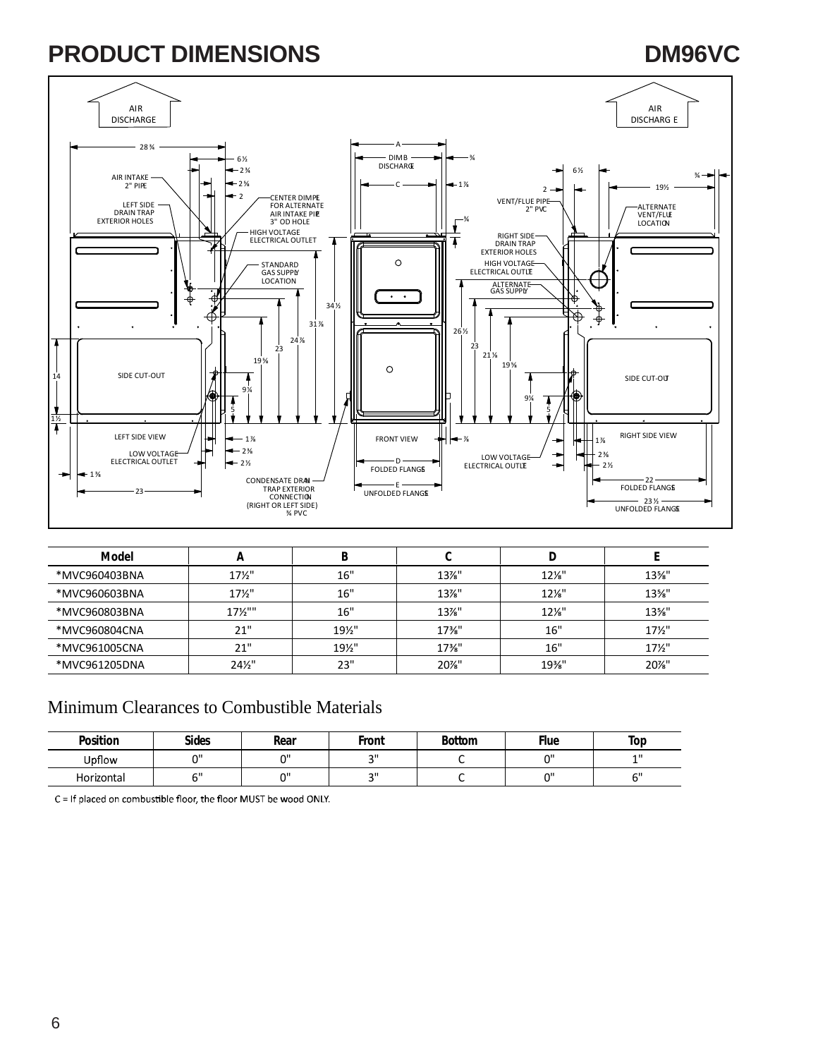# PRODUCT DIMENSIONS

## DM96VC

| Model | A | B | C | D | E |
|---|---|---|---|---|---|
| *MVC960403BNA | 17½" | 16" | 13⅞" | 12⅛" | 13⅝" |
| *MVC960603BNA | 17½" | 16" | 13⅞" | 12⅛" | 13⅝" |
| *MVC960803BNA | 17½"" | 16" | 13⅞" | 12⅛" | 13⅝" |
| *MVC960804CNA | 21" | 19½" | 17⅜" | 16" | 17½" |
| *MVC961005CNA | 21" | 19½" | 17⅜" | 16" | 17½" |
| *MVC961205DNA | 24½" | 23" | 20⅞" | 19⅜" | 20⅞" |

## Minimum Clearances to Combustible Materials

| Position | Sides | Rear | Front | Bottom | Flue | Top |
|---|---|---|---|---|---|---|
| Upflow | 0" | 0" | 3" | C | 0" | 1" |
| Horizontal | 6" | 0" | 3" | C | 0" | 6" |

C = If placed on combustible floor, the floor MUST be wood ONLY.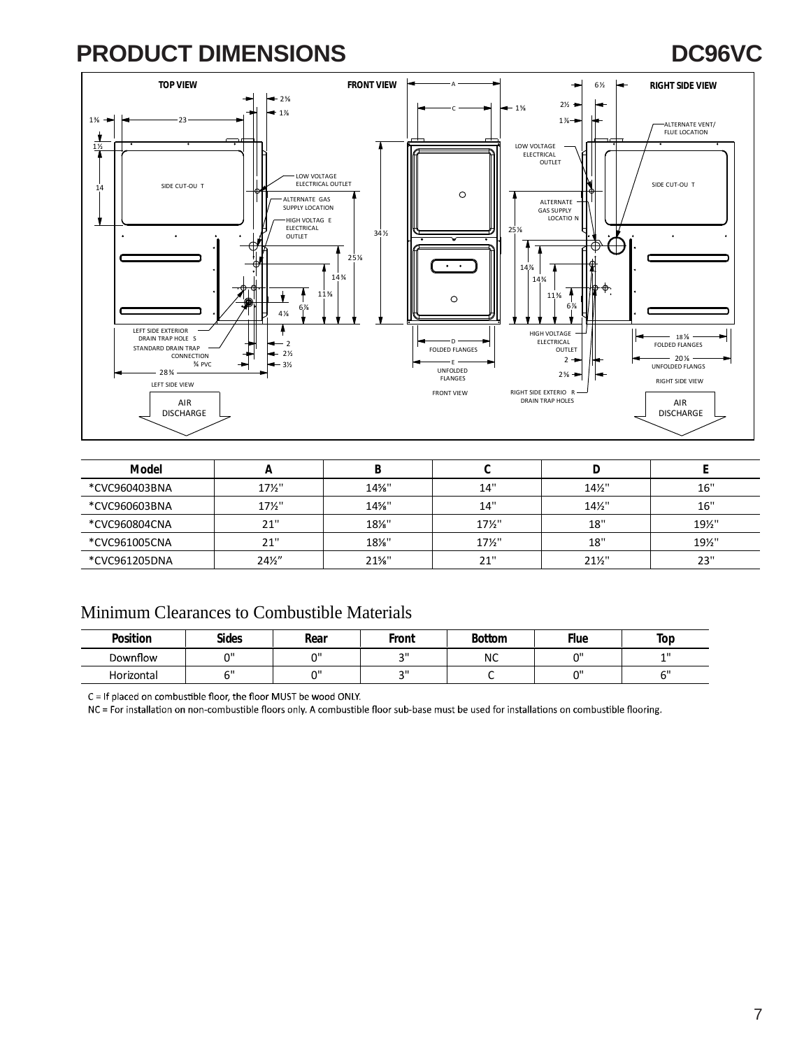# PRODUCT DIMENSIONS

## DC96VC

TOP VIEW

FRONT VIEW

RIGHT SIDE VIEW

LOW VOLTAGE ELECTRICAL OUTLET

ALTERNATE GAS SUPPLY LOCATION

HIGH VOLTAGE ELECTRICAL OUTLET

SIDE CUT-OUT

LEFT SIDE EXTERIOR DRAIN TRAP HOLES

STANDARD DRAIN TRAP CONNECTION ¾ PVC

LEFT SIDE VIEW

AIR DISCHARGE

D FOLDED FLANGES

E UNFOLDED FLANGES

FRONT VIEW

ALTERNATE VENT/ FLUE LOCATION

RIGHT SIDE EXTERIOR DRAIN TRAP HOLES

18⅞ FOLDED FLANGES

20⅞ UNFOLDED FLANGS

RIGHT SIDE VIEW

AIR DISCHARGE

| Model | A | B | C | D | E |
|---|---|---|---|---|---|
| *CVC960403BNA | 17½" | 14⅝" | 14" | 14½" | 16" |
| *CVC960603BNA | 17½" | 14⅝" | 14" | 14½" | 16" |
| *CVC960804CNA | 21" | 18⅛" | 17½" | 18" | 19½" |
| *CVC961005CNA | 21" | 18⅛" | 17½" | 18" | 19½" |
| *CVC961205DNA | 24½" | 21⅝" | 21" | 21½" | 23" |

## Minimum Clearances to Combustible Materials

| Position | Sides | Rear | Front | Bottom | Flue | Top |
|---|---|---|---|---|---|---|
| Downflow | 0" | 0" | 3" | NC | 0" | 1" |
| Horizontal | 6" | 0" | 3" | C | 0" | 6" |

C = If placed on combustible floor, the floor MUST be wood ONLY.

NC = For installation on non-combustible floors only. A combustible floor sub-base must be used for installations on combustible flooring.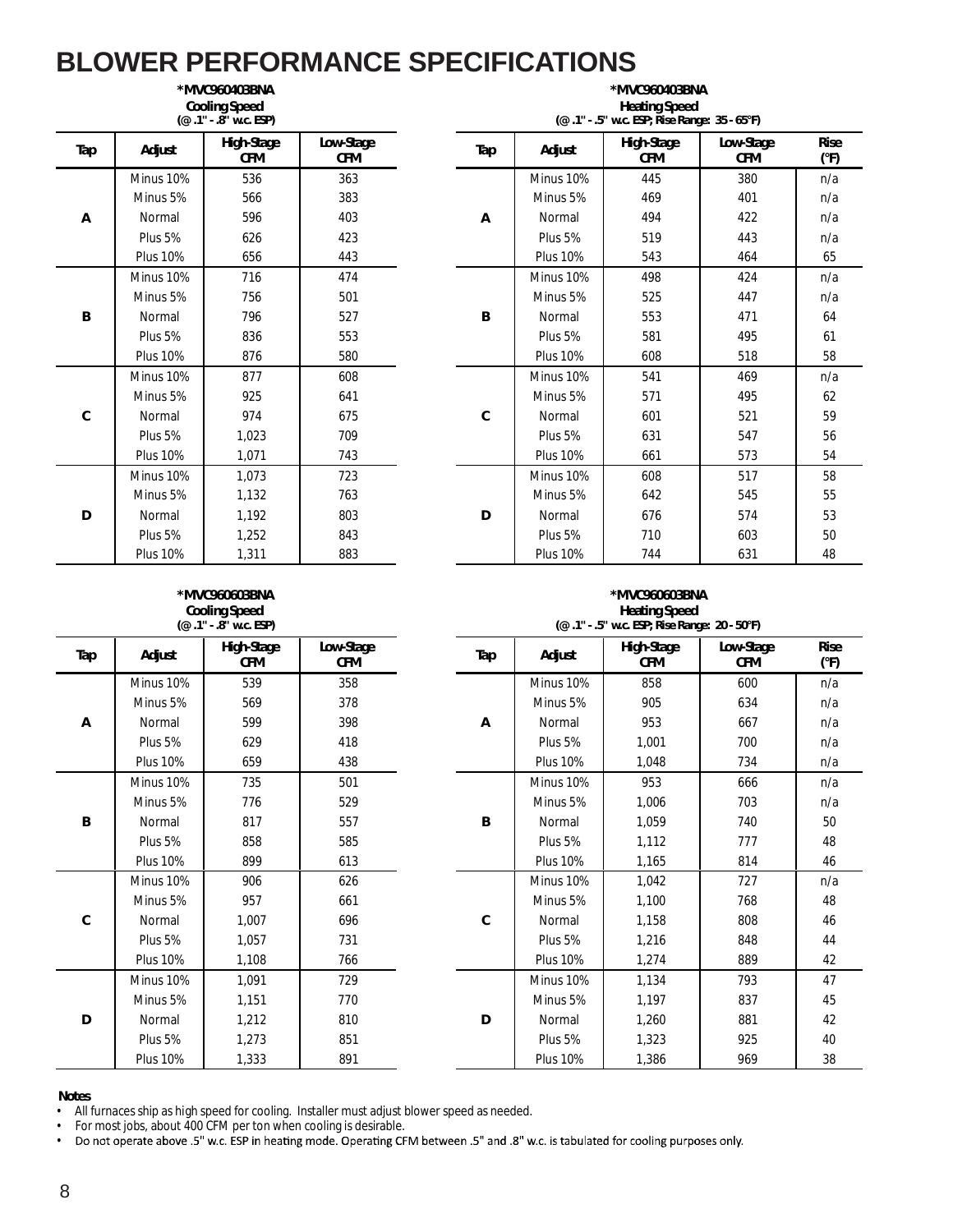# BLOWER PERFORMANCE SPECIFICATIONS

**\*MVC960403BNA**
**Cooling Speed**
**(@ .1" - .8" w.c. ESP)**

| Tap | Adjust | High-Stage CFM | Low-Stage CFM |
|---|---|---|---|
| A | Minus 10% | 536 | 363 |
| | Minus 5% | 566 | 383 |
| | Normal | 596 | 403 |
| | Plus 5% | 626 | 423 |
| | Plus 10% | 656 | 443 |
| B | Minus 10% | 716 | 474 |
| | Minus 5% | 756 | 501 |
| | Normal | 796 | 527 |
| | Plus 5% | 836 | 553 |
| | Plus 10% | 876 | 580 |
| C | Minus 10% | 877 | 608 |
| | Minus 5% | 925 | 641 |
| | Normal | 974 | 675 |
| | Plus 5% | 1,023 | 709 |
| | Plus 10% | 1,071 | 743 |
| D | Minus 10% | 1,073 | 723 |
| | Minus 5% | 1,132 | 763 |
| | Normal | 1,192 | 803 |
| | Plus 5% | 1,252 | 843 |
| | Plus 10% | 1,311 | 883 |

**\*MVC960403BNA**
**Heating Speed**
**(@ .1" - .5" w.c. ESP; Rise Range: 35 - 65°F)**

| Tap | Adjust | High-Stage CFM | Low-Stage CFM | Rise (°F) |
|---|---|---|---|---|
| A | Minus 10% | 445 | 380 | n/a |
| | Minus 5% | 469 | 401 | n/a |
| | Normal | 494 | 422 | n/a |
| | Plus 5% | 519 | 443 | n/a |
| | Plus 10% | 543 | 464 | 65 |
| B | Minus 10% | 498 | 424 | n/a |
| | Minus 5% | 525 | 447 | n/a |
| | Normal | 553 | 471 | 64 |
| | Plus 5% | 581 | 495 | 61 |
| | Plus 10% | 608 | 518 | 58 |
| C | Minus 10% | 541 | 469 | n/a |
| | Minus 5% | 571 | 495 | 62 |
| | Normal | 601 | 521 | 59 |
| | Plus 5% | 631 | 547 | 56 |
| | Plus 10% | 661 | 573 | 54 |
| D | Minus 10% | 608 | 517 | 58 |
| | Minus 5% | 642 | 545 | 55 |
| | Normal | 676 | 574 | 53 |
| | Plus 5% | 710 | 603 | 50 |
| | Plus 10% | 744 | 631 | 48 |

**\*MVC960603BNA**
**Cooling Speed**
**(@ .1" - .8" w.c. ESP)**

| Tap | Adjust | High-Stage CFM | Low-Stage CFM |
|---|---|---|---|
| A | Minus 10% | 539 | 358 |
| | Minus 5% | 569 | 378 |
| | Normal | 599 | 398 |
| | Plus 5% | 629 | 418 |
| | Plus 10% | 659 | 438 |
| B | Minus 10% | 735 | 501 |
| | Minus 5% | 776 | 529 |
| | Normal | 817 | 557 |
| | Plus 5% | 858 | 585 |
| | Plus 10% | 899 | 613 |
| C | Minus 10% | 906 | 626 |
| | Minus 5% | 957 | 661 |
| | Normal | 1,007 | 696 |
| | Plus 5% | 1,057 | 731 |
| | Plus 10% | 1,108 | 766 |
| D | Minus 10% | 1,091 | 729 |
| | Minus 5% | 1,151 | 770 |
| | Normal | 1,212 | 810 |
| | Plus 5% | 1,273 | 851 |
| | Plus 10% | 1,333 | 891 |

**\*MVC960603BNA**
**Heating Speed**
**(@ .1" - .5" w.c. ESP; Rise Range: 20 - 50°F)**

| Tap | Adjust | High-Stage CFM | Low-Stage CFM | Rise (°F) |
|---|---|---|---|---|
| A | Minus 10% | 858 | 600 | n/a |
| | Minus 5% | 905 | 634 | n/a |
| | Normal | 953 | 667 | n/a |
| | Plus 5% | 1,001 | 700 | n/a |
| | Plus 10% | 1,048 | 734 | n/a |
| B | Minus 10% | 953 | 666 | n/a |
| | Minus 5% | 1,006 | 703 | n/a |
| | Normal | 1,059 | 740 | 50 |
| | Plus 5% | 1,112 | 777 | 48 |
| | Plus 10% | 1,165 | 814 | 46 |
| C | Minus 10% | 1,042 | 727 | n/a |
| | Minus 5% | 1,100 | 768 | 48 |
| | Normal | 1,158 | 808 | 46 |
| | Plus 5% | 1,216 | 848 | 44 |
| | Plus 10% | 1,274 | 889 | 42 |
| D | Minus 10% | 1,134 | 793 | 47 |
| | Minus 5% | 1,197 | 837 | 45 |
| | Normal | 1,260 | 881 | 42 |
| | Plus 5% | 1,323 | 925 | 40 |
| | Plus 10% | 1,386 | 969 | 38 |

**Notes**

- All furnaces ship as high speed for cooling. Installer must adjust blower speed as needed.
- For most jobs, about 400 CFM per ton when cooling is desirable.
- Do not operate above .5" w.c. ESP in heating mode. Operating CFM between .5" and .8" w.c. is tabulated for cooling purposes only.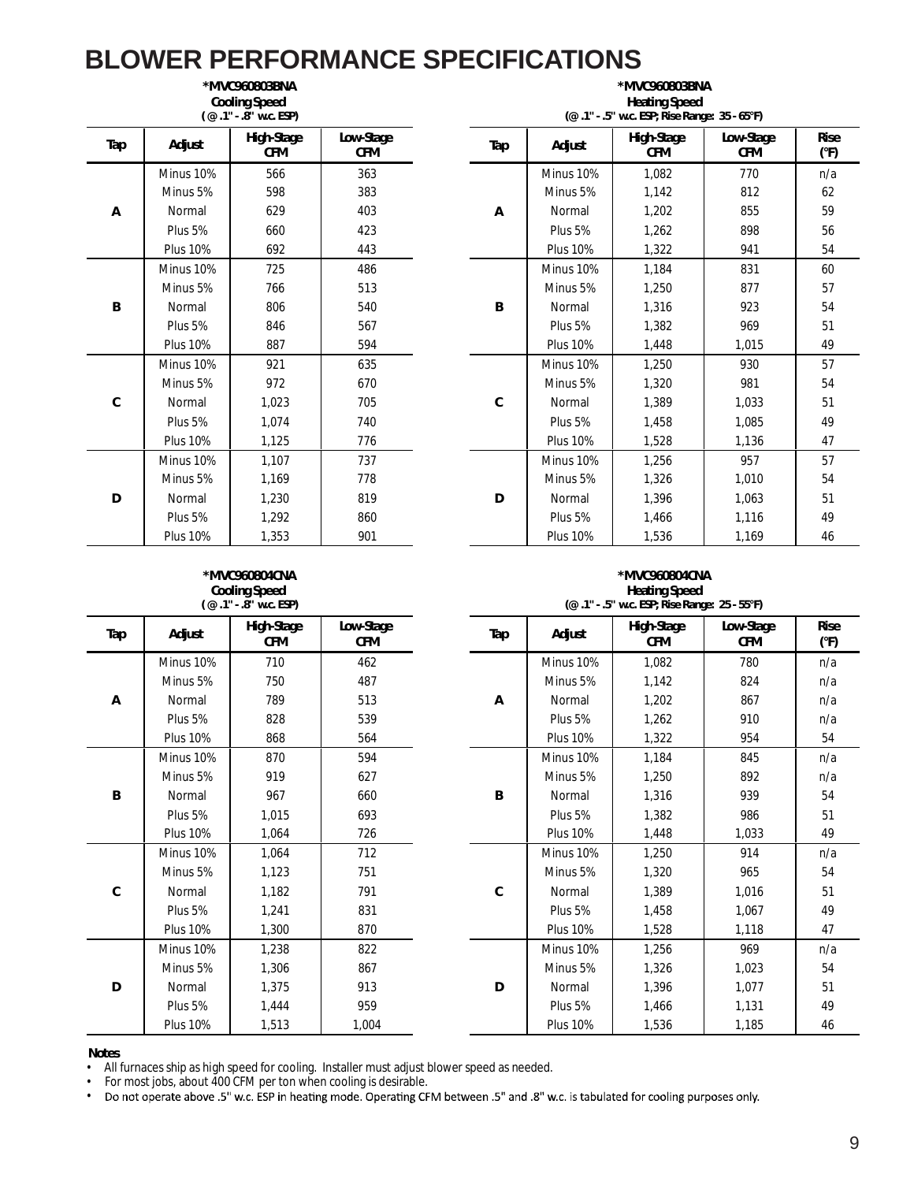# BLOWER PERFORMANCE SPECIFICATIONS

**\*MVC960803BNA**
**Cooling Speed**
**( @ .1" - .8" w.c. ESP)**

| Tap | Adjust | High-Stage CFM | Low-Stage CFM |
|---|---|---|---|
| A | Minus 10% | 566 | 363 |
| | Minus 5% | 598 | 383 |
| | Normal | 629 | 403 |
| | Plus 5% | 660 | 423 |
| | Plus 10% | 692 | 443 |
| B | Minus 10% | 725 | 486 |
| | Minus 5% | 766 | 513 |
| | Normal | 806 | 540 |
| | Plus 5% | 846 | 567 |
| | Plus 10% | 887 | 594 |
| C | Minus 10% | 921 | 635 |
| | Minus 5% | 972 | 670 |
| | Normal | 1,023 | 705 |
| | Plus 5% | 1,074 | 740 |
| | Plus 10% | 1,125 | 776 |
| D | Minus 10% | 1,107 | 737 |
| | Minus 5% | 1,169 | 778 |
| | Normal | 1,230 | 819 |
| | Plus 5% | 1,292 | 860 |
| | Plus 10% | 1,353 | 901 |

**\*MVC960803BNA**
**Heating Speed**
**(@ .1" - .5" w.c. ESP; Rise Range: 35 - 65°F)**

| Tap | Adjust | High-Stage CFM | Low-Stage CFM | Rise (°F) |
|---|---|---|---|---|
| A | Minus 10% | 1,082 | 770 | n/a |
| | Minus 5% | 1,142 | 812 | 62 |
| | Normal | 1,202 | 855 | 59 |
| | Plus 5% | 1,262 | 898 | 56 |
| | Plus 10% | 1,322 | 941 | 54 |
| B | Minus 10% | 1,184 | 831 | 60 |
| | Minus 5% | 1,250 | 877 | 57 |
| | Normal | 1,316 | 923 | 54 |
| | Plus 5% | 1,382 | 969 | 51 |
| | Plus 10% | 1,448 | 1,015 | 49 |
| C | Minus 10% | 1,250 | 930 | 57 |
| | Minus 5% | 1,320 | 981 | 54 |
| | Normal | 1,389 | 1,033 | 51 |
| | Plus 5% | 1,458 | 1,085 | 49 |
| | Plus 10% | 1,528 | 1,136 | 47 |
| D | Minus 10% | 1,256 | 957 | 57 |
| | Minus 5% | 1,326 | 1,010 | 54 |
| | Normal | 1,396 | 1,063 | 51 |
| | Plus 5% | 1,466 | 1,116 | 49 |
| | Plus 10% | 1,536 | 1,169 | 46 |

**\*MVC960804CNA**
**Cooling Speed**
**( @ .1" - .8" w.c. ESP)**

| Tap | Adjust | High-Stage CFM | Low-Stage CFM |
|---|---|---|---|
| A | Minus 10% | 710 | 462 |
| | Minus 5% | 750 | 487 |
| | Normal | 789 | 513 |
| | Plus 5% | 828 | 539 |
| | Plus 10% | 868 | 564 |
| B | Minus 10% | 870 | 594 |
| | Minus 5% | 919 | 627 |
| | Normal | 967 | 660 |
| | Plus 5% | 1,015 | 693 |
| | Plus 10% | 1,064 | 726 |
| C | Minus 10% | 1,064 | 712 |
| | Minus 5% | 1,123 | 751 |
| | Normal | 1,182 | 791 |
| | Plus 5% | 1,241 | 831 |
| | Plus 10% | 1,300 | 870 |
| D | Minus 10% | 1,238 | 822 |
| | Minus 5% | 1,306 | 867 |
| | Normal | 1,375 | 913 |
| | Plus 5% | 1,444 | 959 |
| | Plus 10% | 1,513 | 1,004 |

**\*MVC960804CNA**
**Heating Speed**
**(@ .1" - .5" w.c. ESP; Rise Range: 25 - 55°F)**

| Tap | Adjust | High-Stage CFM | Low-Stage CFM | Rise (°F) |
|---|---|---|---|---|
| A | Minus 10% | 1,082 | 780 | n/a |
| | Minus 5% | 1,142 | 824 | n/a |
| | Normal | 1,202 | 867 | n/a |
| | Plus 5% | 1,262 | 910 | n/a |
| | Plus 10% | 1,322 | 954 | 54 |
| B | Minus 10% | 1,184 | 845 | n/a |
| | Minus 5% | 1,250 | 892 | n/a |
| | Normal | 1,316 | 939 | 54 |
| | Plus 5% | 1,382 | 986 | 51 |
| | Plus 10% | 1,448 | 1,033 | 49 |
| C | Minus 10% | 1,250 | 914 | n/a |
| | Minus 5% | 1,320 | 965 | 54 |
| | Normal | 1,389 | 1,016 | 51 |
| | Plus 5% | 1,458 | 1,067 | 49 |
| | Plus 10% | 1,528 | 1,118 | 47 |
| D | Minus 10% | 1,256 | 969 | n/a |
| | Minus 5% | 1,326 | 1,023 | 54 |
| | Normal | 1,396 | 1,077 | 51 |
| | Plus 5% | 1,466 | 1,131 | 49 |
| | Plus 10% | 1,536 | 1,185 | 46 |

**Notes**

- All furnaces ship as high speed for cooling. Installer must adjust blower speed as needed.
- For most jobs, about 400 CFM per ton when cooling is desirable.
- Do not operate above .5" w.c. ESP in heating mode. Operating CFM between .5" and .8" w.c. is tabulated for cooling purposes only.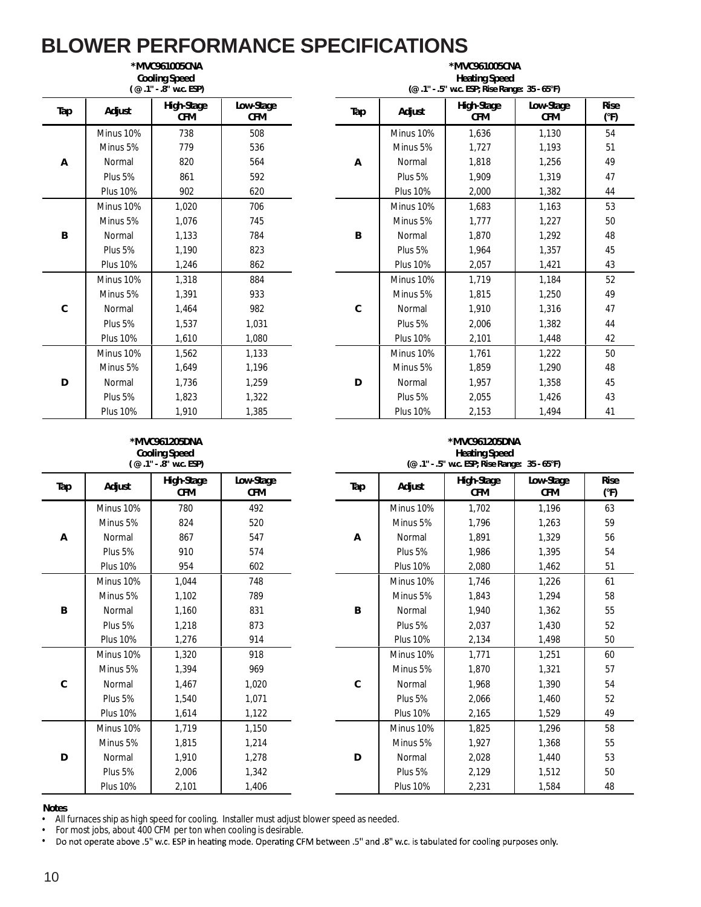# BLOWER PERFORMANCE SPECIFICATIONS

**\*MVC961005CNA**
**Cooling Speed**
**( @ .1" - .8" w.c. ESP)**

| Tap | Adjust | High-Stage CFM | Low-Stage CFM |
|---|---|---|---|
| A | Minus 10% | 738 | 508 |
| | Minus 5% | 779 | 536 |
| | Normal | 820 | 564 |
| | Plus 5% | 861 | 592 |
| | Plus 10% | 902 | 620 |
| B | Minus 10% | 1,020 | 706 |
| | Minus 5% | 1,076 | 745 |
| | Normal | 1,133 | 784 |
| | Plus 5% | 1,190 | 823 |
| | Plus 10% | 1,246 | 862 |
| C | Minus 10% | 1,318 | 884 |
| | Minus 5% | 1,391 | 933 |
| | Normal | 1,464 | 982 |
| | Plus 5% | 1,537 | 1,031 |
| | Plus 10% | 1,610 | 1,080 |
| D | Minus 10% | 1,562 | 1,133 |
| | Minus 5% | 1,649 | 1,196 |
| | Normal | 1,736 | 1,259 |
| | Plus 5% | 1,823 | 1,322 |
| | Plus 10% | 1,910 | 1,385 |

**\*MVC961005CNA**
**Heating Speed**
**(@ .1" - .5" w.c. ESP; Rise Range: 35 - 65°F)**

| Tap | Adjust | High-Stage CFM | Low-Stage CFM | Rise (°F) |
|---|---|---|---|---|
| A | Minus 10% | 1,636 | 1,130 | 54 |
| | Minus 5% | 1,727 | 1,193 | 51 |
| | Normal | 1,818 | 1,256 | 49 |
| | Plus 5% | 1,909 | 1,319 | 47 |
| | Plus 10% | 2,000 | 1,382 | 44 |
| B | Minus 10% | 1,683 | 1,163 | 53 |
| | Minus 5% | 1,777 | 1,227 | 50 |
| | Normal | 1,870 | 1,292 | 48 |
| | Plus 5% | 1,964 | 1,357 | 45 |
| | Plus 10% | 2,057 | 1,421 | 43 |
| C | Minus 10% | 1,719 | 1,184 | 52 |
| | Minus 5% | 1,815 | 1,250 | 49 |
| | Normal | 1,910 | 1,316 | 47 |
| | Plus 5% | 2,006 | 1,382 | 44 |
| | Plus 10% | 2,101 | 1,448 | 42 |
| D | Minus 10% | 1,761 | 1,222 | 50 |
| | Minus 5% | 1,859 | 1,290 | 48 |
| | Normal | 1,957 | 1,358 | 45 |
| | Plus 5% | 2,055 | 1,426 | 43 |
| | Plus 10% | 2,153 | 1,494 | 41 |

**\*MVC961205DNA**
**Cooling Speed**
**( @ .1" - .8" w.c. ESP)**

| Tap | Adjust | High-Stage CFM | Low-Stage CFM |
|---|---|---|---|
| A | Minus 10% | 780 | 492 |
| | Minus 5% | 824 | 520 |
| | Normal | 867 | 547 |
| | Plus 5% | 910 | 574 |
| | Plus 10% | 954 | 602 |
| B | Minus 10% | 1,044 | 748 |
| | Minus 5% | 1,102 | 789 |
| | Normal | 1,160 | 831 |
| | Plus 5% | 1,218 | 873 |
| | Plus 10% | 1,276 | 914 |
| C | Minus 10% | 1,320 | 918 |
| | Minus 5% | 1,394 | 969 |
| | Normal | 1,467 | 1,020 |
| | Plus 5% | 1,540 | 1,071 |
| | Plus 10% | 1,614 | 1,122 |
| D | Minus 10% | 1,719 | 1,150 |
| | Minus 5% | 1,815 | 1,214 |
| | Normal | 1,910 | 1,278 |
| | Plus 5% | 2,006 | 1,342 |
| | Plus 10% | 2,101 | 1,406 |

**\*MVC961205DNA**
**Heating Speed**
**(@ .1" - .5" w.c. ESP; Rise Range: 35 - 65°F)**

| Tap | Adjust | High-Stage CFM | Low-Stage CFM | Rise (°F) |
|---|---|---|---|---|
| A | Minus 10% | 1,702 | 1,196 | 63 |
| | Minus 5% | 1,796 | 1,263 | 59 |
| | Normal | 1,891 | 1,329 | 56 |
| | Plus 5% | 1,986 | 1,395 | 54 |
| | Plus 10% | 2,080 | 1,462 | 51 |
| B | Minus 10% | 1,746 | 1,226 | 61 |
| | Minus 5% | 1,843 | 1,294 | 58 |
| | Normal | 1,940 | 1,362 | 55 |
| | Plus 5% | 2,037 | 1,430 | 52 |
| | Plus 10% | 2,134 | 1,498 | 50 |
| C | Minus 10% | 1,771 | 1,251 | 60 |
| | Minus 5% | 1,870 | 1,321 | 57 |
| | Normal | 1,968 | 1,390 | 54 |
| | Plus 5% | 2,066 | 1,460 | 52 |
| | Plus 10% | 2,165 | 1,529 | 49 |
| D | Minus 10% | 1,825 | 1,296 | 58 |
| | Minus 5% | 1,927 | 1,368 | 55 |
| | Normal | 2,028 | 1,440 | 53 |
| | Plus 5% | 2,129 | 1,512 | 50 |
| | Plus 10% | 2,231 | 1,584 | 48 |

**Notes**

- All furnaces ship as high speed for cooling. Installer must adjust blower speed as needed.
- For most jobs, about 400 CFM per ton when cooling is desirable.
- Do not operate above .5" w.c. ESP in heating mode. Operating CFM between .5" and .8" w.c. is tabulated for cooling purposes only.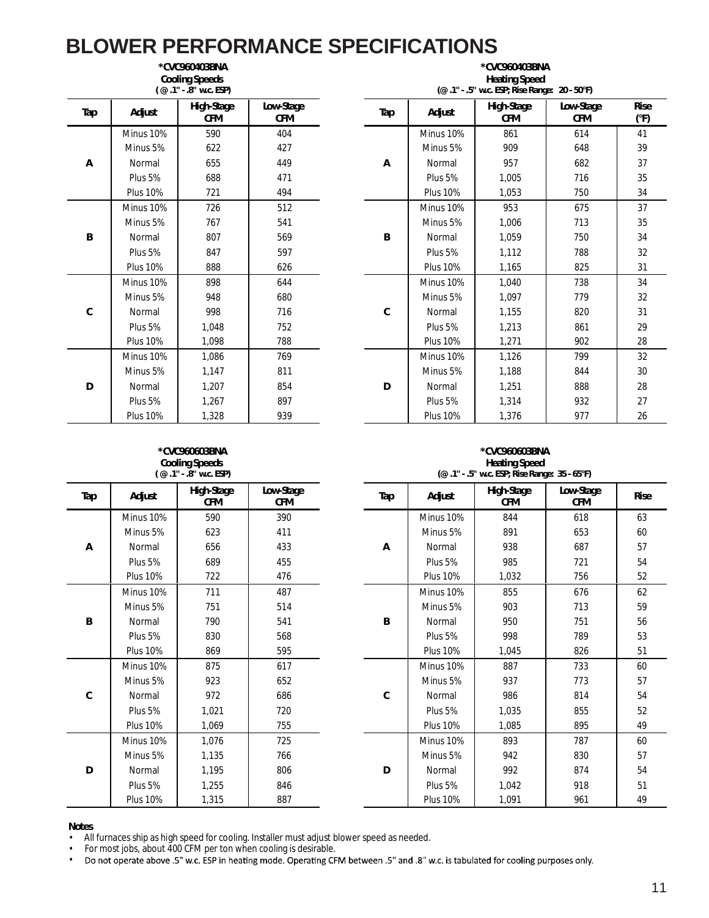# BLOWER PERFORMANCE SPECIFICATIONS

**\*CVC960403BNA**
**Cooling Speeds**
**( @ .1" - .8" w.c. ESP)**

| Tap | Adjust | High-Stage CFM | Low-Stage CFM |
|---|---|---|---|
| A | Minus 10% | 590 | 404 |
| | Minus 5% | 622 | 427 |
| | Normal | 655 | 449 |
| | Plus 5% | 688 | 471 |
| | Plus 10% | 721 | 494 |
| B | Minus 10% | 726 | 512 |
| | Minus 5% | 767 | 541 |
| | Normal | 807 | 569 |
| | Plus 5% | 847 | 597 |
| | Plus 10% | 888 | 626 |
| C | Minus 10% | 898 | 644 |
| | Minus 5% | 948 | 680 |
| | Normal | 998 | 716 |
| | Plus 5% | 1,048 | 752 |
| | Plus 10% | 1,098 | 788 |
| D | Minus 10% | 1,086 | 769 |
| | Minus 5% | 1,147 | 811 |
| | Normal | 1,207 | 854 |
| | Plus 5% | 1,267 | 897 |
| | Plus 10% | 1,328 | 939 |

**\*CVC960403BNA**
**Heating Speed**
**(@ .1" - .5" w.c. ESP; Rise Range: 20 - 50°F)**

| Tap | Adjust | High-Stage CFM | Low-Stage CFM | Rise (°F) |
|---|---|---|---|---|
| A | Minus 10% | 861 | 614 | 41 |
| | Minus 5% | 909 | 648 | 39 |
| | Normal | 957 | 682 | 37 |
| | Plus 5% | 1,005 | 716 | 35 |
| | Plus 10% | 1,053 | 750 | 34 |
| B | Minus 10% | 953 | 675 | 37 |
| | Minus 5% | 1,006 | 713 | 35 |
| | Normal | 1,059 | 750 | 34 |
| | Plus 5% | 1,112 | 788 | 32 |
| | Plus 10% | 1,165 | 825 | 31 |
| C | Minus 10% | 1,040 | 738 | 34 |
| | Minus 5% | 1,097 | 779 | 32 |
| | Normal | 1,155 | 820 | 31 |
| | Plus 5% | 1,213 | 861 | 29 |
| | Plus 10% | 1,271 | 902 | 28 |
| D | Minus 10% | 1,126 | 799 | 32 |
| | Minus 5% | 1,188 | 844 | 30 |
| | Normal | 1,251 | 888 | 28 |
| | Plus 5% | 1,314 | 932 | 27 |
| | Plus 10% | 1,376 | 977 | 26 |

**\*CVC960603BNA**
**Cooling Speeds**
**( @ .1" - .8" w.c. ESP)**

| Tap | Adjust | High-Stage CFM | Low-Stage CFM |
|---|---|---|---|
| A | Minus 10% | 590 | 390 |
| | Minus 5% | 623 | 411 |
| | Normal | 656 | 433 |
| | Plus 5% | 689 | 455 |
| | Plus 10% | 722 | 476 |
| B | Minus 10% | 711 | 487 |
| | Minus 5% | 751 | 514 |
| | Normal | 790 | 541 |
| | Plus 5% | 830 | 568 |
| | Plus 10% | 869 | 595 |
| C | Minus 10% | 875 | 617 |
| | Minus 5% | 923 | 652 |
| | Normal | 972 | 686 |
| | Plus 5% | 1,021 | 720 |
| | Plus 10% | 1,069 | 755 |
| D | Minus 10% | 1,076 | 725 |
| | Minus 5% | 1,135 | 766 |
| | Normal | 1,195 | 806 |
| | Plus 5% | 1,255 | 846 |
| | Plus 10% | 1,315 | 887 |

**\*CVC960603BNA**
**Heating Speed**
**(@ .1" - .5" w.c. ESP; Rise Range: 35 - 65°F)**

| Tap | Adjust | High-Stage CFM | Low-Stage CFM | Rise |
|---|---|---|---|---|
| A | Minus 10% | 844 | 618 | 63 |
| | Minus 5% | 891 | 653 | 60 |
| | Normal | 938 | 687 | 57 |
| | Plus 5% | 985 | 721 | 54 |
| | Plus 10% | 1,032 | 756 | 52 |
| B | Minus 10% | 855 | 676 | 62 |
| | Minus 5% | 903 | 713 | 59 |
| | Normal | 950 | 751 | 56 |
| | Plus 5% | 998 | 789 | 53 |
| | Plus 10% | 1,045 | 826 | 51 |
| C | Minus 10% | 887 | 733 | 60 |
| | Minus 5% | 937 | 773 | 57 |
| | Normal | 986 | 814 | 54 |
| | Plus 5% | 1,035 | 855 | 52 |
| | Plus 10% | 1,085 | 895 | 49 |
| D | Minus 10% | 893 | 787 | 60 |
| | Minus 5% | 942 | 830 | 57 |
| | Normal | 992 | 874 | 54 |
| | Plus 5% | 1,042 | 918 | 51 |
| | Plus 10% | 1,091 | 961 | 49 |

**Notes**

- All furnaces ship as high speed for cooling. Installer must adjust blower speed as needed.
- For most jobs, about 400 CFM per ton when cooling is desirable.
- Do not operate above .5" w.c. ESP in heating mode. Operating CFM between .5" and .8" w.c. is tabulated for cooling purposes only.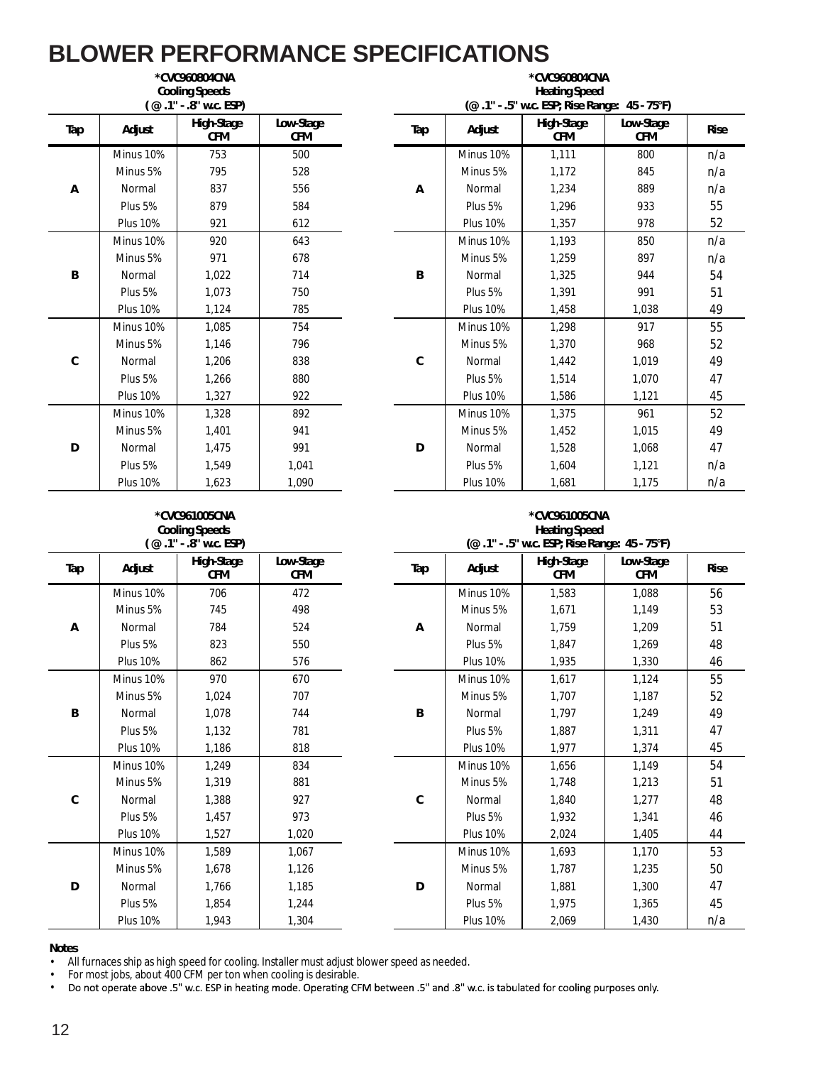# BLOWER PERFORMANCE SPECIFICATIONS

**\*CVC960804CNA**
**Cooling Speeds**
**( @ .1" - .8" w.c. ESP)**

| Tap | Adjust | High-Stage CFM | Low-Stage CFM |
|---|---|---|---|
| A | Minus 10% | 753 | 500 |
| | Minus 5% | 795 | 528 |
| | Normal | 837 | 556 |
| | Plus 5% | 879 | 584 |
| | Plus 10% | 921 | 612 |
| B | Minus 10% | 920 | 643 |
| | Minus 5% | 971 | 678 |
| | Normal | 1,022 | 714 |
| | Plus 5% | 1,073 | 750 |
| | Plus 10% | 1,124 | 785 |
| C | Minus 10% | 1,085 | 754 |
| | Minus 5% | 1,146 | 796 |
| | Normal | 1,206 | 838 |
| | Plus 5% | 1,266 | 880 |
| | Plus 10% | 1,327 | 922 |
| D | Minus 10% | 1,328 | 892 |
| | Minus 5% | 1,401 | 941 |
| | Normal | 1,475 | 991 |
| | Plus 5% | 1,549 | 1,041 |
| | Plus 10% | 1,623 | 1,090 |

**\*CVC960804CNA**
**Heating Speed**
**(@ .1" - .5" w.c. ESP; Rise Range: 45 - 75°F)**

| Tap | Adjust | High-Stage CFM | Low-Stage CFM | Rise |
|---|---|---|---|---|
| A | Minus 10% | 1,111 | 800 | n/a |
| | Minus 5% | 1,172 | 845 | n/a |
| | Normal | 1,234 | 889 | n/a |
| | Plus 5% | 1,296 | 933 | 55 |
| | Plus 10% | 1,357 | 978 | 52 |
| B | Minus 10% | 1,193 | 850 | n/a |
| | Minus 5% | 1,259 | 897 | n/a |
| | Normal | 1,325 | 944 | 54 |
| | Plus 5% | 1,391 | 991 | 51 |
| | Plus 10% | 1,458 | 1,038 | 49 |
| C | Minus 10% | 1,298 | 917 | 55 |
| | Minus 5% | 1,370 | 968 | 52 |
| | Normal | 1,442 | 1,019 | 49 |
| | Plus 5% | 1,514 | 1,070 | 47 |
| | Plus 10% | 1,586 | 1,121 | 45 |
| D | Minus 10% | 1,375 | 961 | 52 |
| | Minus 5% | 1,452 | 1,015 | 49 |
| | Normal | 1,528 | 1,068 | 47 |
| | Plus 5% | 1,604 | 1,121 | n/a |
| | Plus 10% | 1,681 | 1,175 | n/a |

**\*CVC961005CNA**
**Cooling Speeds**
**( @ .1" - .8" w.c. ESP)**

| Tap | Adjust | High-Stage CFM | Low-Stage CFM |
|---|---|---|---|
| A | Minus 10% | 706 | 472 |
| | Minus 5% | 745 | 498 |
| | Normal | 784 | 524 |
| | Plus 5% | 823 | 550 |
| | Plus 10% | 862 | 576 |
| B | Minus 10% | 970 | 670 |
| | Minus 5% | 1,024 | 707 |
| | Normal | 1,078 | 744 |
| | Plus 5% | 1,132 | 781 |
| | Plus 10% | 1,186 | 818 |
| C | Minus 10% | 1,249 | 834 |
| | Minus 5% | 1,319 | 881 |
| | Normal | 1,388 | 927 |
| | Plus 5% | 1,457 | 973 |
| | Plus 10% | 1,527 | 1,020 |
| D | Minus 10% | 1,589 | 1,067 |
| | Minus 5% | 1,678 | 1,126 |
| | Normal | 1,766 | 1,185 |
| | Plus 5% | 1,854 | 1,244 |
| | Plus 10% | 1,943 | 1,304 |

**\*CVC961005CNA**
**Heating Speed**
**(@ .1" - .5" w.c. ESP; Rise Range: 45 - 75°F)**

| Tap | Adjust | High-Stage CFM | Low-Stage CFM | Rise |
|---|---|---|---|---|
| A | Minus 10% | 1,583 | 1,088 | 56 |
| | Minus 5% | 1,671 | 1,149 | 53 |
| | Normal | 1,759 | 1,209 | 51 |
| | Plus 5% | 1,847 | 1,269 | 48 |
| | Plus 10% | 1,935 | 1,330 | 46 |
| B | Minus 10% | 1,617 | 1,124 | 55 |
| | Minus 5% | 1,707 | 1,187 | 52 |
| | Normal | 1,797 | 1,249 | 49 |
| | Plus 5% | 1,887 | 1,311 | 47 |
| | Plus 10% | 1,977 | 1,374 | 45 |
| C | Minus 10% | 1,656 | 1,149 | 54 |
| | Minus 5% | 1,748 | 1,213 | 51 |
| | Normal | 1,840 | 1,277 | 48 |
| | Plus 5% | 1,932 | 1,341 | 46 |
| | Plus 10% | 2,024 | 1,405 | 44 |
| D | Minus 10% | 1,693 | 1,170 | 53 |
| | Minus 5% | 1,787 | 1,235 | 50 |
| | Normal | 1,881 | 1,300 | 47 |
| | Plus 5% | 1,975 | 1,365 | 45 |
| | Plus 10% | 2,069 | 1,430 | n/a |

**Notes**

- All furnaces ship as high speed for cooling. Installer must adjust blower speed as needed.
- For most jobs, about 400 CFM per ton when cooling is desirable.
- Do not operate above .5" w.c. ESP in heating mode. Operating CFM between .5" and .8" w.c. is tabulated for cooling purposes only.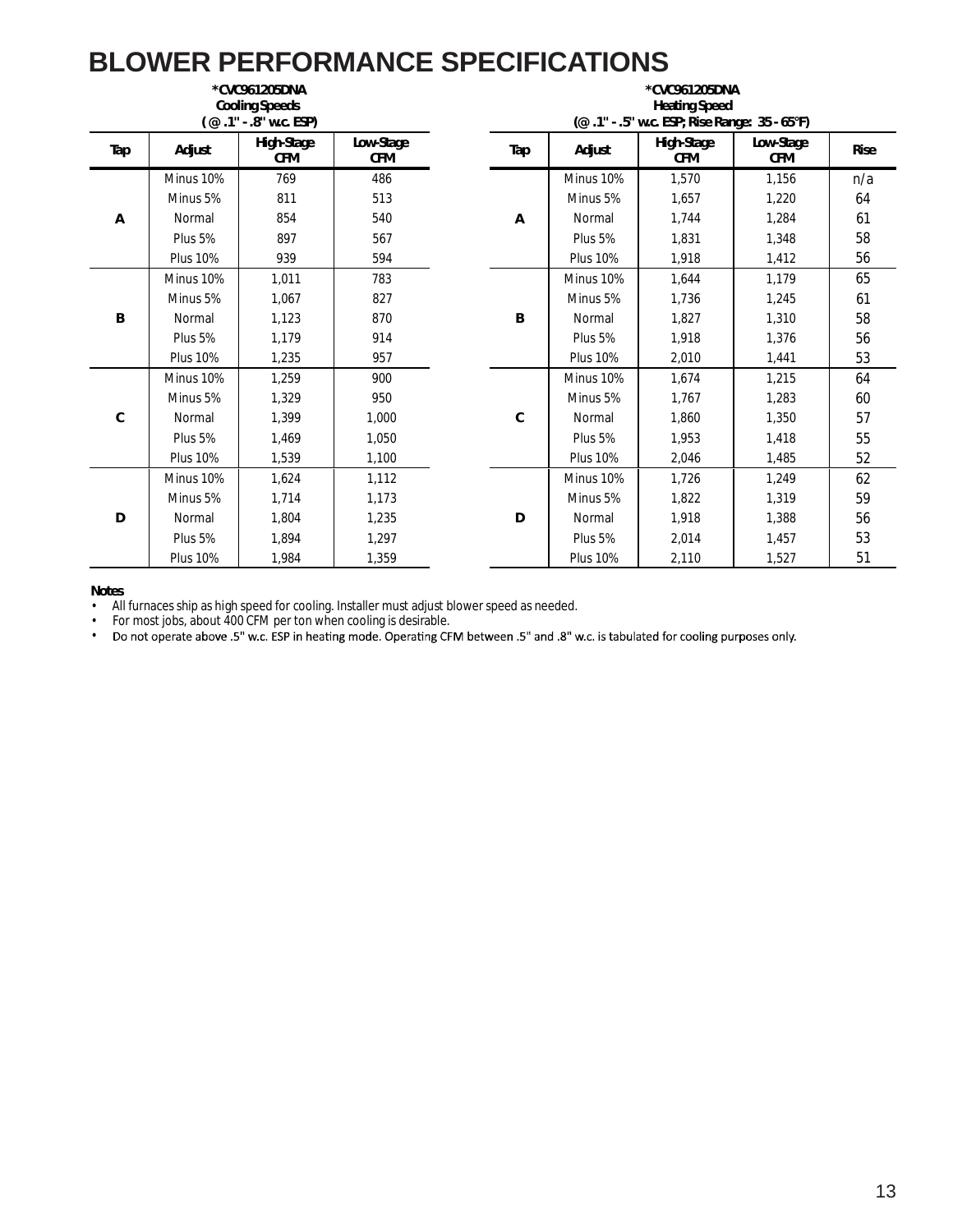# BLOWER PERFORMANCE SPECIFICATIONS

**\*CVC961205DNA**
**Cooling Speeds**
**( @ .1" - .8" w.c. ESP)**

| Tap | Adjust | High-Stage CFM | Low-Stage CFM |
|---|---|---|---|
| A | Minus 10% | 769 | 486 |
| | Minus 5% | 811 | 513 |
| | Normal | 854 | 540 |
| | Plus 5% | 897 | 567 |
| | Plus 10% | 939 | 594 |
| B | Minus 10% | 1,011 | 783 |
| | Minus 5% | 1,067 | 827 |
| | Normal | 1,123 | 870 |
| | Plus 5% | 1,179 | 914 |
| | Plus 10% | 1,235 | 957 |
| C | Minus 10% | 1,259 | 900 |
| | Minus 5% | 1,329 | 950 |
| | Normal | 1,399 | 1,000 |
| | Plus 5% | 1,469 | 1,050 |
| | Plus 10% | 1,539 | 1,100 |
| D | Minus 10% | 1,624 | 1,112 |
| | Minus 5% | 1,714 | 1,173 |
| | Normal | 1,804 | 1,235 |
| | Plus 5% | 1,894 | 1,297 |
| | Plus 10% | 1,984 | 1,359 |

**\*CVC961205DNA**
**Heating Speed**
**(@ .1" - .5" w.c. ESP; Rise Range: 35 - 65°F)**

| Tap | Adjust | High-Stage CFM | Low-Stage CFM | Rise |
|---|---|---|---|---|
| A | Minus 10% | 1,570 | 1,156 | n/a |
| | Minus 5% | 1,657 | 1,220 | 64 |
| | Normal | 1,744 | 1,284 | 61 |
| | Plus 5% | 1,831 | 1,348 | 58 |
| | Plus 10% | 1,918 | 1,412 | 56 |
| B | Minus 10% | 1,644 | 1,179 | 65 |
| | Minus 5% | 1,736 | 1,245 | 61 |
| | Normal | 1,827 | 1,310 | 58 |
| | Plus 5% | 1,918 | 1,376 | 56 |
| | Plus 10% | 2,010 | 1,441 | 53 |
| C | Minus 10% | 1,674 | 1,215 | 64 |
| | Minus 5% | 1,767 | 1,283 | 60 |
| | Normal | 1,860 | 1,350 | 57 |
| | Plus 5% | 1,953 | 1,418 | 55 |
| | Plus 10% | 2,046 | 1,485 | 52 |
| D | Minus 10% | 1,726 | 1,249 | 62 |
| | Minus 5% | 1,822 | 1,319 | 59 |
| | Normal | 1,918 | 1,388 | 56 |
| | Plus 5% | 2,014 | 1,457 | 53 |
| | Plus 10% | 2,110 | 1,527 | 51 |

**Notes**

- All furnaces ship as high speed for cooling. Installer must adjust blower speed as needed.
- For most jobs, about 400 CFM per ton when cooling is desirable.
- Do not operate above .5" w.c. ESP in heating mode. Operating CFM between .5" and .8" w.c. is tabulated for cooling purposes only.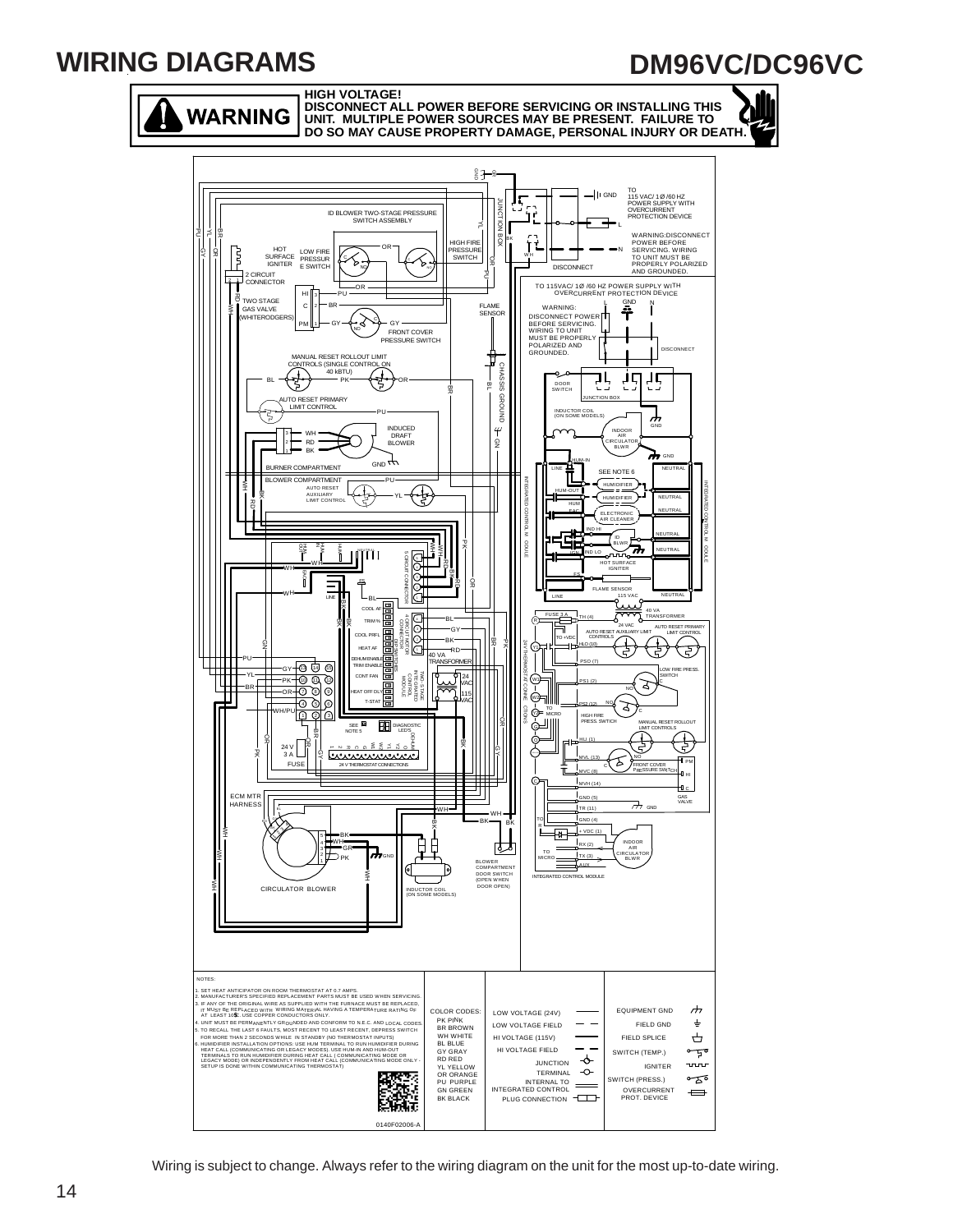# WIRING DIAGRAMS

## DM96VC/DC96VC

**WARNING**

**HIGH VOLTAGE!**
**DISCONNECT ALL POWER BEFORE SERVICING OR INSTALLING THIS UNIT. MULTIPLE POWER SOURCES MAY BE PRESENT. FAILURE TO DO SO MAY CAUSE PROPERTY DAMAGE, PERSONAL INJURY OR DEATH.**

TO 115 VAC/ 1Ø /60 HZ POWER SUPPLY WITH OVERCURRENT PROTECTION DEVICE

WARNING: DISCONNECT POWER BEFORE SERVICING. WIRING TO UNIT MUST BE PROPERLY POLARIZED AND GROUNDED.

TO 115VAC/ 1Ø /60 HZ POWER SUPPLY WITH OVERCURRENT PROTECTION DEVICE

WARNING: DISCONNECT POWER BEFORE SERVICING. WIRING TO UNIT MUST BE PROPERLY POLARIZED AND GROUNDED.

ID BLOWER TWO-STAGE PRESSURE SWITCH ASSEMBLY

HOT SURFACE IGNITER

LOW FIRE PRESSURE SWITCH

HIGH FIRE PRESSURE SWITCH

2 CIRCUIT CONNECTOR

TWO STAGE GAS VALVE (WHITERODGERS)

FRONT COVER PRESSURE SWITCH

FLAME SENSOR

MANUAL RESET ROLLOUT LIMIT CONTROLS (SINGLE CONTROL ON 40 kBTU)

AUTO RESET PRIMARY LIMIT CONTROL

INDUCED DRAFT BLOWER

BURNER COMPARTMENT

BLOWER COMPARTMENT

AUTO RESET AUXILIARY LIMIT CONTROL

CHASSIS GROUND

JUNCTION BOX

DISCONNECT

DOOR SWITCH

INDUCTOR COIL (ON SOME MODELS)

INDOOR AIR CIRCULATOR BLWR

SEE NOTE 6

HUMIDIFIER

ELECTRONIC AIR CLEANER

HOT SURFACE IGNITER

FLAME SENSOR

40 VA TRANSFORMER

INTEGRATED CONTROL MODULE

5 CIRCUIT CONNECTOR

4 CIRCUIT MOTOR CONNECTOR (OPTIONAL)

TWO-STAGE INTEGRATED CONTROL MODULE

DIAGNOSTIC LED'S

24 V THERMOSTAT CONNECTIONS

24 V 3 A FUSE

ECM MTR HARNESS

CIRCULATOR BLOWER

INDUCTOR COIL (ON SOME MODELS)

BLOWER COMPARTMENT DOOR SWITCH (OPEN WHEN DOOR OPEN)

24V THERMOSTAT CONNECTIONS

AUTO RESET AUXILIARY LIMIT CONTROLS

AUTO RESET PRIMARY LIMIT CONTROL

LOW FIRE PRESS. SWITCH

HIGH FIRE PRESS. SWITCH

MANUAL RESET ROLLOUT LIMIT CONTROLS

FRONT COVER PRESSURE SWITCH

GAS VALVE

INDOOR AIR CIRCULATOR BLWR

INTEGRATED CONTROL MODULE

NOTES:

1. SET HEAT ANTICIPATOR ON ROOM THERMOSTAT AT 0.7 AMPS.
2. MANUFACTURER'S SPECIFIED REPLACEMENT PARTS MUST BE USED WHEN SERVICING.
3. IF ANY OF THE ORIGINAL WIRE AS SUPPLIED WITH THE FURNACE MUST BE REPLACED, IT MUST BE REPLACED WITH WIRING MATERIAL HAVING A TEMPERATURE RATING OF AT LEAST 105°C. USE COPPER CONDUCTORS ONLY.
4. UNIT MUST BE PERMANENTLY GROUNDED AND CONFORM TO N.E.C. AND LOCAL CODES.
5. TO RECALL THE LAST 6 FAULTS, MOST RECENT TO LEAST RECENT, DEPRESS SWITCH FOR MORE THAN 2 SECONDS WHILE IN STANDBY (NO THERMOSTAT INPUTS)
6. HUMIDIFIER INSTALLATION OPTIONS: USE HUM TERMINAL TO RUN HUMIDIFIER DURING HEAT CALL (COMMUNICATING OR LEGACY MODES). USE HUM-IN AND HUM-OUT TERMINALS TO RUN HUMIDIFIER DURING HEAT CALL (COMMUNICATING MODE OR LEGACY MODE) OR INDEPENDENTLY FROM HEAT CALL (COMMUNICATING MODE ONLY - SETUP IS DONE WITHIN COMMUNICATING THERMOSTAT)

COLOR CODES:
PK PINK
BR BROWN
WH WHITE
BL BLUE
GY GRAY
RD RED
YL YELLOW
OR ORANGE
PU PURPLE
GN GREEN
BK BLACK

LOW VOLTAGE (24V)
LOW VOLTAGE FIELD
HI VOLTAGE (115V)
HI VOLTAGE FIELD
JUNCTION
TERMINAL
INTERNAL TO INTEGRATED CONTROL
PLUG CONNECTION

EQUIPMENT GND
FIELD GND
FIELD SPLICE
SWITCH (TEMP.)
IGNITER
SWITCH (PRESS.)
OVERCURRENT PROT. DEVICE

0140F02006-A

Wiring is subject to change. Always refer to the wiring diagram on the unit for the most up-to-date wiring.